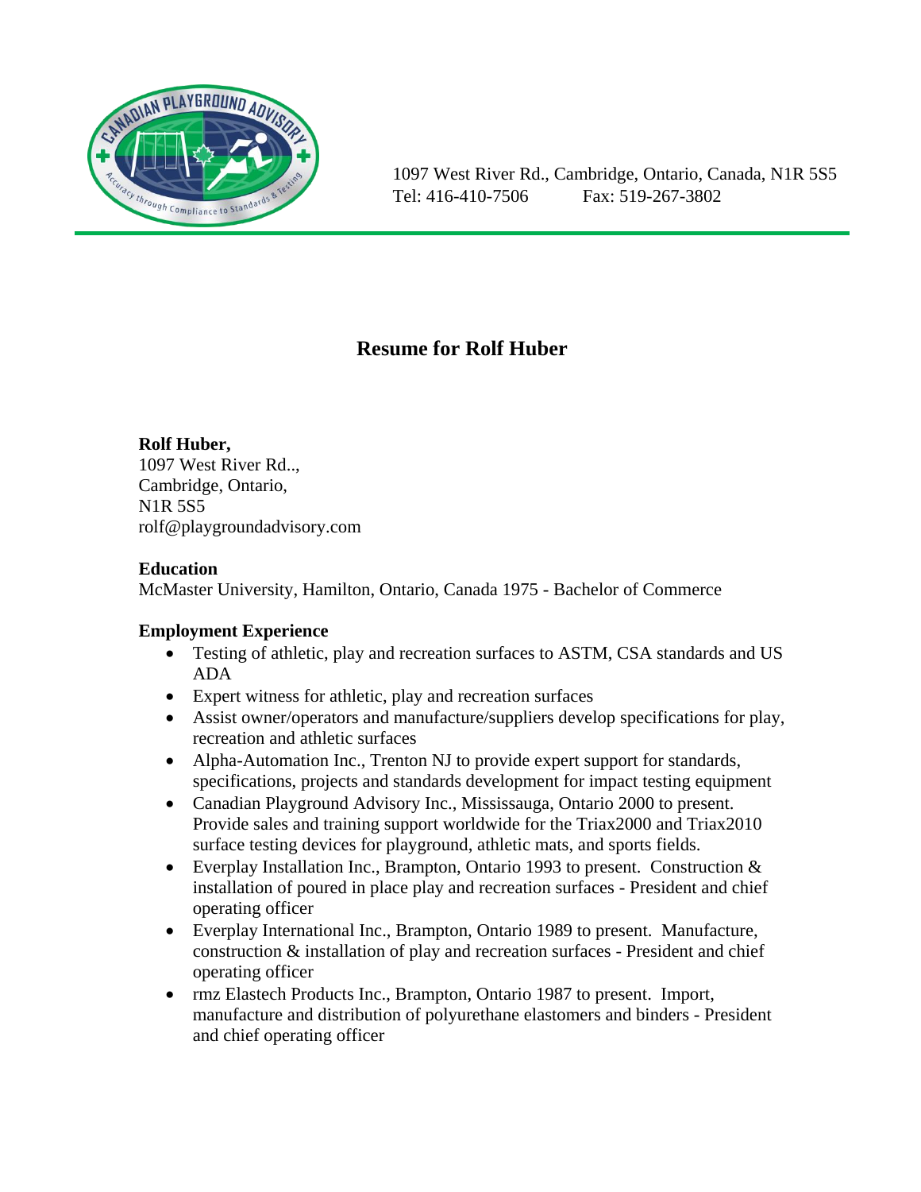1097 West River Rd., Cambridge, Ontario, Canada, N1R 5S5
Tel: 416-410-7506 Fax: 519-267-3802

# Resume for Rolf Huber

**Rolf Huber,**
1097 West River Rd..,
Cambridge, Ontario,
N1R 5S5
rolf@playgroundadvisory.com

**Education**
McMaster University, Hamilton, Ontario, Canada 1975 - Bachelor of Commerce

**Employment Experience**

- Testing of athletic, play and recreation surfaces to ASTM, CSA standards and US ADA
- Expert witness for athletic, play and recreation surfaces
- Assist owner/operators and manufacture/suppliers develop specifications for play, recreation and athletic surfaces
- Alpha-Automation Inc., Trenton NJ to provide expert support for standards, specifications, projects and standards development for impact testing equipment
- Canadian Playground Advisory Inc., Mississauga, Ontario 2000 to present. Provide sales and training support worldwide for the Triax2000 and Triax2010 surface testing devices for playground, athletic mats, and sports fields.
- Everplay Installation Inc., Brampton, Ontario 1993 to present. Construction & installation of poured in place play and recreation surfaces - President and chief operating officer
- Everplay International Inc., Brampton, Ontario 1989 to present. Manufacture, construction & installation of play and recreation surfaces - President and chief operating officer
- rmz Elastech Products Inc., Brampton, Ontario 1987 to present. Import, manufacture and distribution of polyurethane elastomers and binders - President and chief operating officer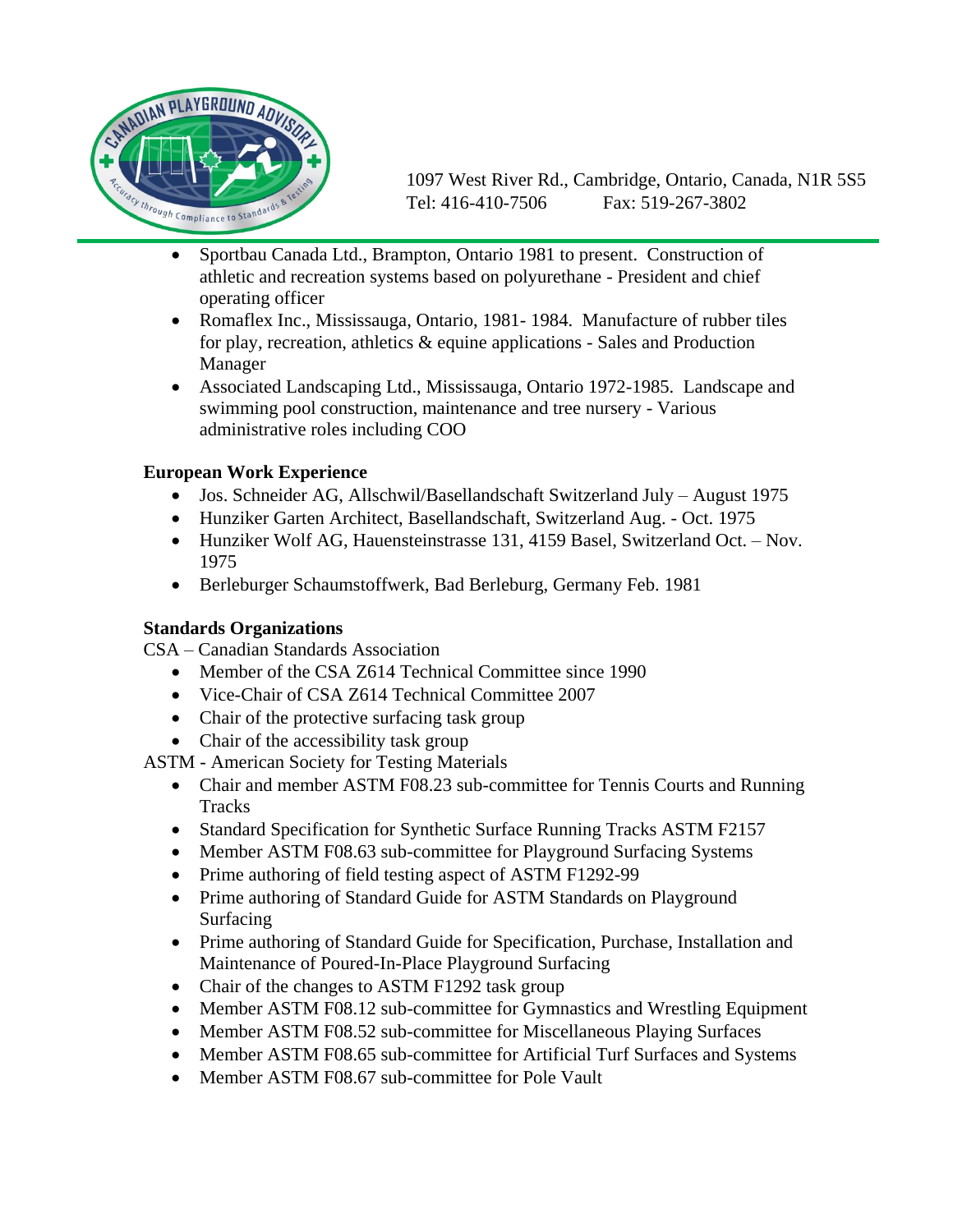- Sportbau Canada Ltd., Brampton, Ontario 1981 to present. Construction of athletic and recreation systems based on polyurethane - President and chief operating officer
- Romaflex Inc., Mississauga, Ontario, 1981- 1984. Manufacture of rubber tiles for play, recreation, athletics & equine applications - Sales and Production Manager
- Associated Landscaping Ltd., Mississauga, Ontario 1972-1985. Landscape and swimming pool construction, maintenance and tree nursery - Various administrative roles including COO

**European Work Experience**

- Jos. Schneider AG, Allschwil/Basellandschaft Switzerland July – August 1975
- Hunziker Garten Architect, Basellandschaft, Switzerland Aug. - Oct. 1975
- Hunziker Wolf AG, Hauensteinstrasse 131, 4159 Basel, Switzerland Oct. – Nov. 1975
- Berleburger Schaumstoffwerk, Bad Berleburg, Germany Feb. 1981

**Standards Organizations**

CSA – Canadian Standards Association

- Member of the CSA Z614 Technical Committee since 1990
- Vice-Chair of CSA Z614 Technical Committee 2007
- Chair of the protective surfacing task group
- Chair of the accessibility task group

ASTM - American Society for Testing Materials

- Chair and member ASTM F08.23 sub-committee for Tennis Courts and Running Tracks
- Standard Specification for Synthetic Surface Running Tracks ASTM F2157
- Member ASTM F08.63 sub-committee for Playground Surfacing Systems
- Prime authoring of field testing aspect of ASTM F1292-99
- Prime authoring of Standard Guide for ASTM Standards on Playground Surfacing
- Prime authoring of Standard Guide for Specification, Purchase, Installation and Maintenance of Poured-In-Place Playground Surfacing
- Chair of the changes to ASTM F1292 task group
- Member ASTM F08.12 sub-committee for Gymnastics and Wrestling Equipment
- Member ASTM F08.52 sub-committee for Miscellaneous Playing Surfaces
- Member ASTM F08.65 sub-committee for Artificial Turf Surfaces and Systems
- Member ASTM F08.67 sub-committee for Pole Vault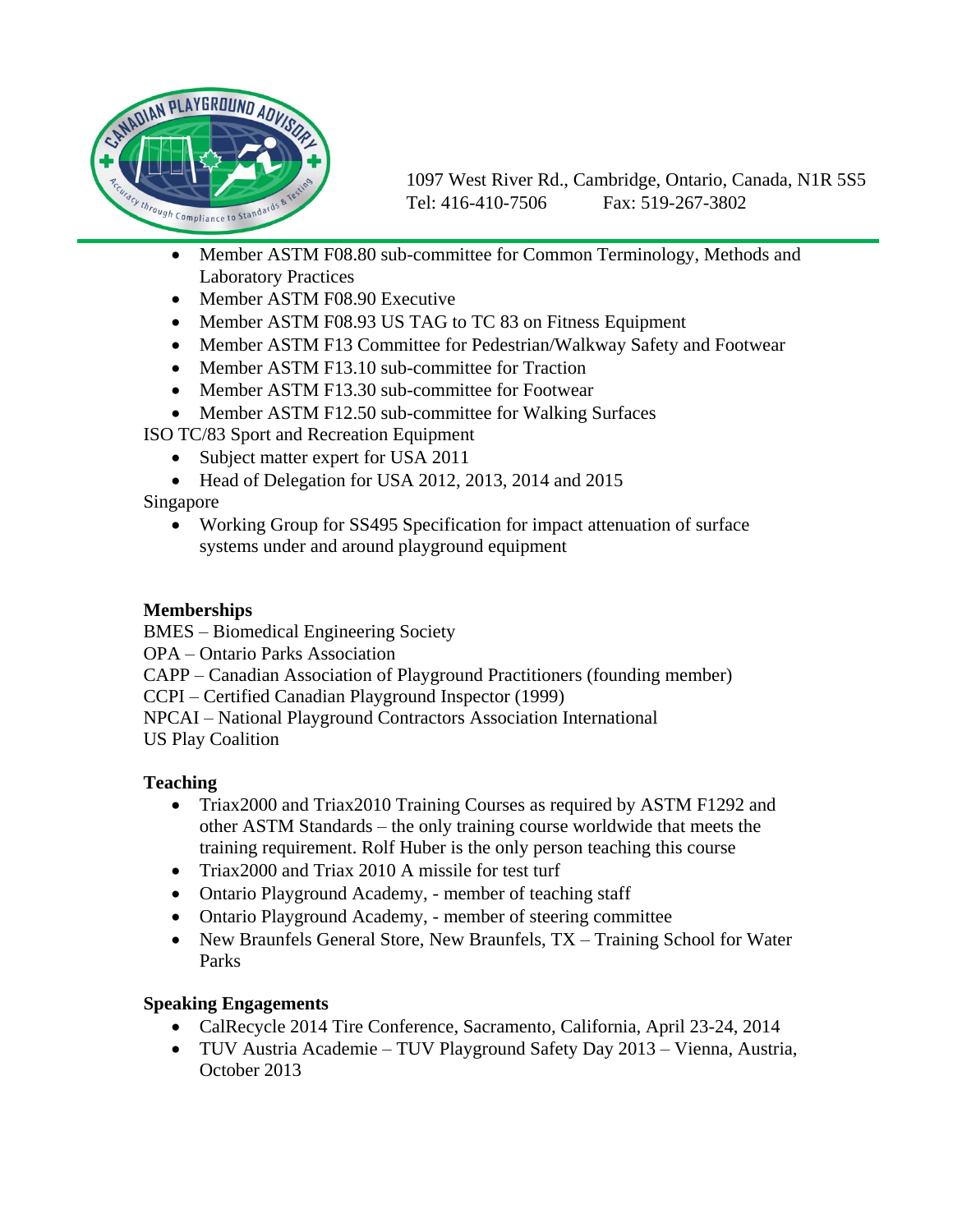1097 West River Rd., Cambridge, Ontario, Canada, N1R 5S5
Tel: 416-410-7506 Fax: 519-267-3802

- Member ASTM F08.80 sub-committee for Common Terminology, Methods and Laboratory Practices
- Member ASTM F08.90 Executive
- Member ASTM F08.93 US TAG to TC 83 on Fitness Equipment
- Member ASTM F13 Committee for Pedestrian/Walkway Safety and Footwear
- Member ASTM F13.10 sub-committee for Traction
- Member ASTM F13.30 sub-committee for Footwear
- Member ASTM F12.50 sub-committee for Walking Surfaces

ISO TC/83 Sport and Recreation Equipment

- Subject matter expert for USA 2011
- Head of Delegation for USA 2012, 2013, 2014 and 2015

Singapore

- Working Group for SS495 Specification for impact attenuation of surface systems under and around playground equipment

**Memberships**

BMES – Biomedical Engineering Society
OPA – Ontario Parks Association
CAPP – Canadian Association of Playground Practitioners (founding member)
CCPI – Certified Canadian Playground Inspector (1999)
NPCAI – National Playground Contractors Association International
US Play Coalition

**Teaching**

- Triax2000 and Triax2010 Training Courses as required by ASTM F1292 and other ASTM Standards – the only training course worldwide that meets the training requirement. Rolf Huber is the only person teaching this course
- Triax2000 and Triax 2010 A missile for test turf
- Ontario Playground Academy, - member of teaching staff
- Ontario Playground Academy, - member of steering committee
- New Braunfels General Store, New Braunfels, TX – Training School for Water Parks

**Speaking Engagements**

- CalRecycle 2014 Tire Conference, Sacramento, California, April 23-24, 2014
- TUV Austria Academie – TUV Playground Safety Day 2013 – Vienna, Austria, October 2013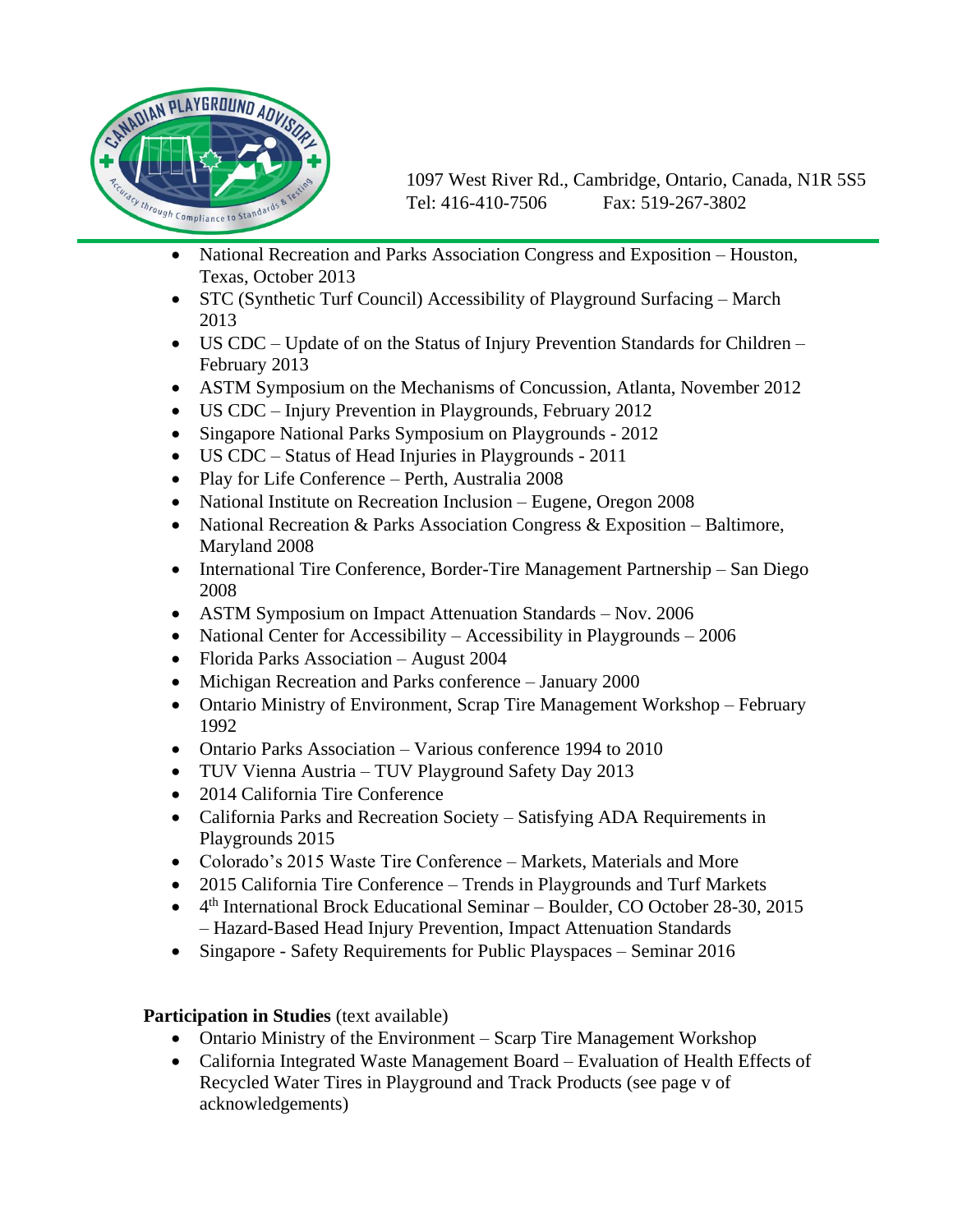- National Recreation and Parks Association Congress and Exposition – Houston, Texas, October 2013
- STC (Synthetic Turf Council) Accessibility of Playground Surfacing – March 2013
- US CDC – Update of on the Status of Injury Prevention Standards for Children – February 2013
- ASTM Symposium on the Mechanisms of Concussion, Atlanta, November 2012
- US CDC – Injury Prevention in Playgrounds, February 2012
- Singapore National Parks Symposium on Playgrounds - 2012
- US CDC – Status of Head Injuries in Playgrounds - 2011
- Play for Life Conference – Perth, Australia 2008
- National Institute on Recreation Inclusion – Eugene, Oregon 2008
- National Recreation & Parks Association Congress & Exposition – Baltimore, Maryland 2008
- International Tire Conference, Border-Tire Management Partnership – San Diego 2008
- ASTM Symposium on Impact Attenuation Standards – Nov. 2006
- National Center for Accessibility – Accessibility in Playgrounds – 2006
- Florida Parks Association – August 2004
- Michigan Recreation and Parks conference – January 2000
- Ontario Ministry of Environment, Scrap Tire Management Workshop – February 1992
- Ontario Parks Association – Various conference 1994 to 2010
- TUV Vienna Austria – TUV Playground Safety Day 2013
- 2014 California Tire Conference
- California Parks and Recreation Society – Satisfying ADA Requirements in Playgrounds 2015
- Colorado's 2015 Waste Tire Conference – Markets, Materials and More
- 2015 California Tire Conference – Trends in Playgrounds and Turf Markets
- 4th International Brock Educational Seminar – Boulder, CO October 28-30, 2015 – Hazard-Based Head Injury Prevention, Impact Attenuation Standards
- Singapore - Safety Requirements for Public Playspaces – Seminar 2016

**Participation in Studies** (text available)

- Ontario Ministry of the Environment – Scarp Tire Management Workshop
- California Integrated Waste Management Board – Evaluation of Health Effects of Recycled Water Tires in Playground and Track Products (see page v of acknowledgements)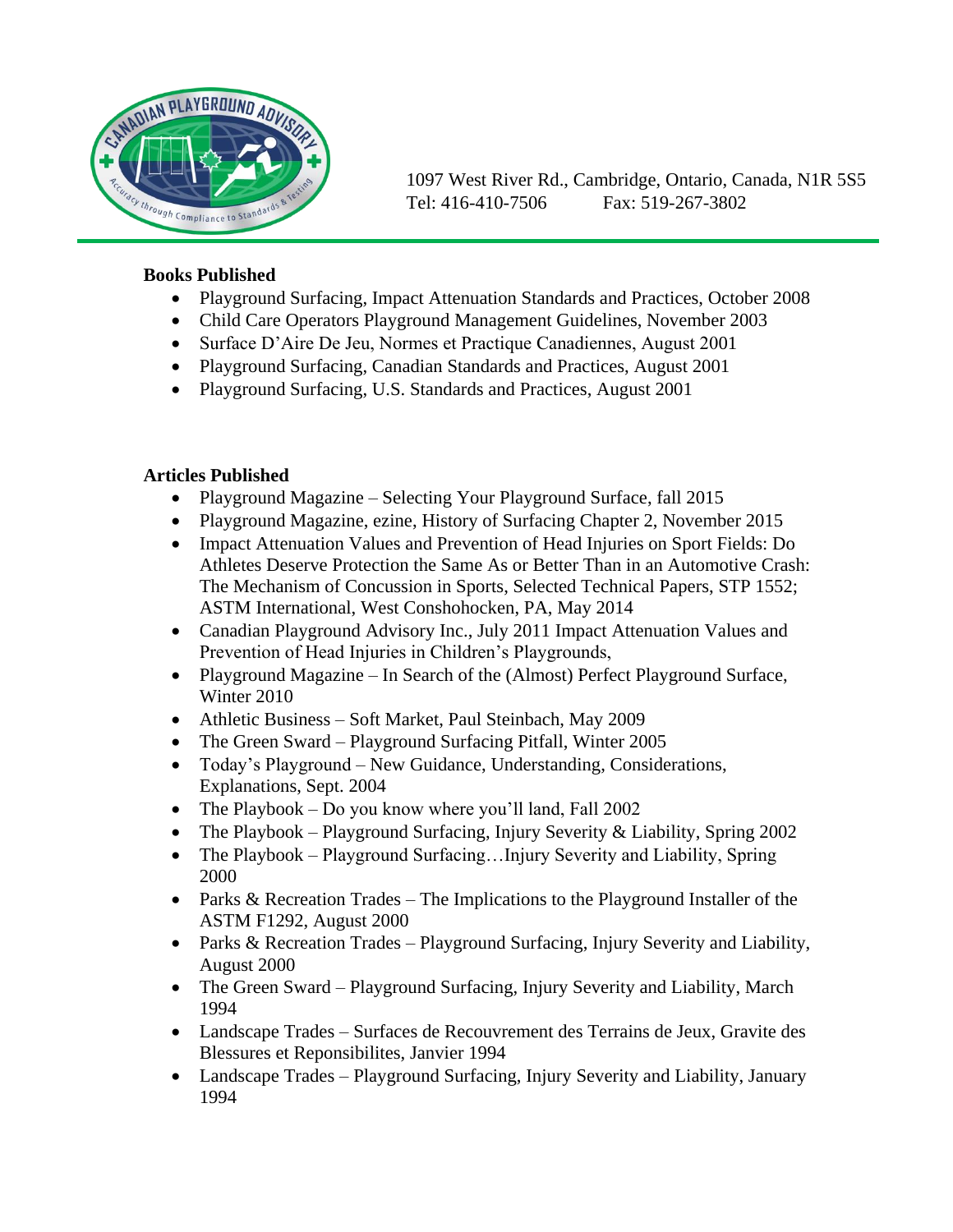1097 West River Rd., Cambridge, Ontario, Canada, N1R 5S5
Tel: 416-410-7506 Fax: 519-267-3802

**Books Published**

- Playground Surfacing, Impact Attenuation Standards and Practices, October 2008
- Child Care Operators Playground Management Guidelines, November 2003
- Surface D'Aire De Jeu, Normes et Practique Canadiennes, August 2001
- Playground Surfacing, Canadian Standards and Practices, August 2001
- Playground Surfacing, U.S. Standards and Practices, August 2001

**Articles Published**

- Playground Magazine – Selecting Your Playground Surface, fall 2015
- Playground Magazine, ezine, History of Surfacing Chapter 2, November 2015
- Impact Attenuation Values and Prevention of Head Injuries on Sport Fields: Do Athletes Deserve Protection the Same As or Better Than in an Automotive Crash: The Mechanism of Concussion in Sports, Selected Technical Papers, STP 1552; ASTM International, West Conshohocken, PA, May 2014
- Canadian Playground Advisory Inc., July 2011 Impact Attenuation Values and Prevention of Head Injuries in Children's Playgrounds,
- Playground Magazine – In Search of the (Almost) Perfect Playground Surface, Winter 2010
- Athletic Business – Soft Market, Paul Steinbach, May 2009
- The Green Sward – Playground Surfacing Pitfall, Winter 2005
- Today's Playground – New Guidance, Understanding, Considerations, Explanations, Sept. 2004
- The Playbook – Do you know where you'll land, Fall 2002
- The Playbook – Playground Surfacing, Injury Severity & Liability, Spring 2002
- The Playbook – Playground Surfacing…Injury Severity and Liability, Spring 2000
- Parks & Recreation Trades – The Implications to the Playground Installer of the ASTM F1292, August 2000
- Parks & Recreation Trades – Playground Surfacing, Injury Severity and Liability, August 2000
- The Green Sward – Playground Surfacing, Injury Severity and Liability, March 1994
- Landscape Trades – Surfaces de Recouvrement des Terrains de Jeux, Gravite des Blessures et Reponsibilites, Janvier 1994
- Landscape Trades – Playground Surfacing, Injury Severity and Liability, January 1994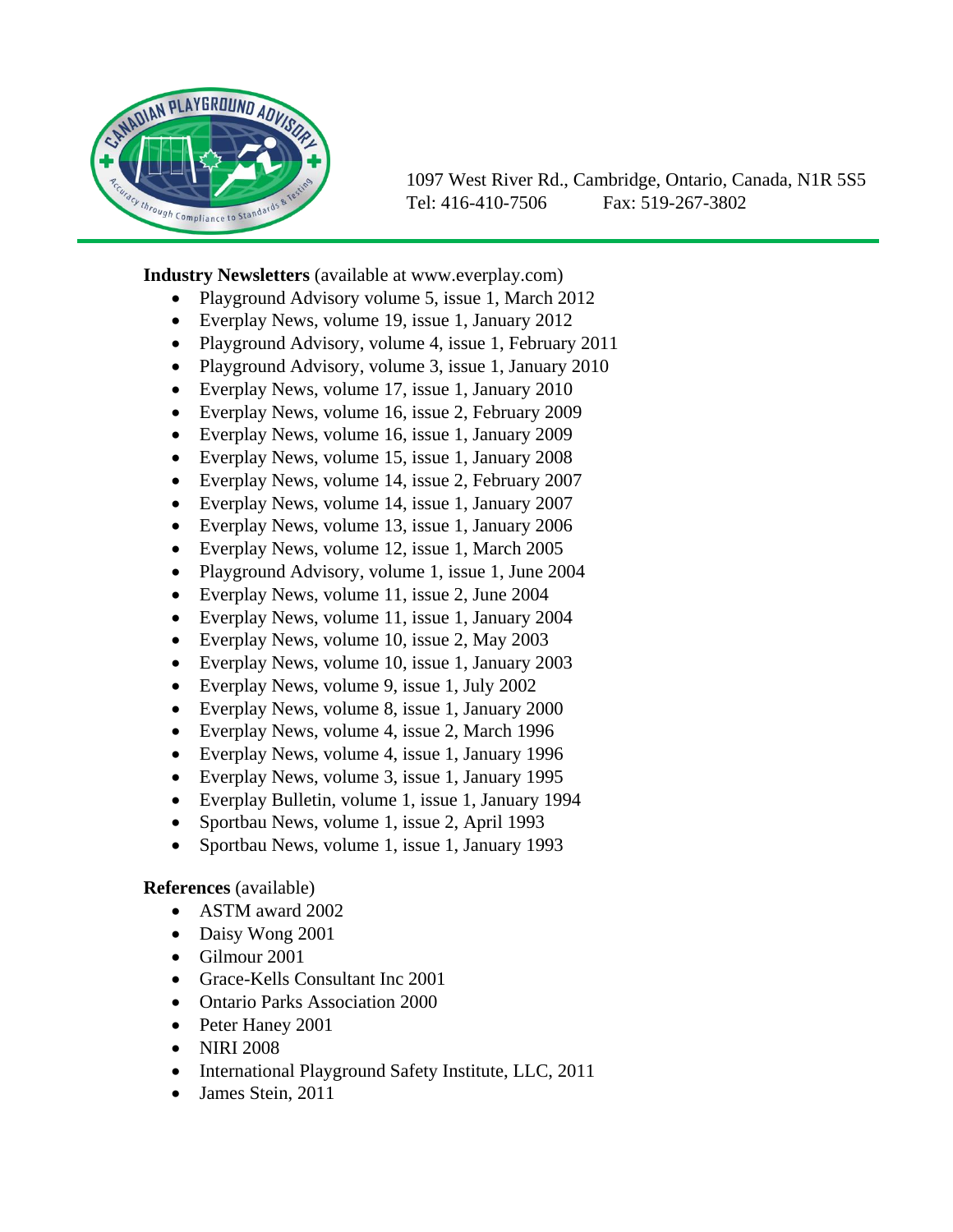1097 West River Rd., Cambridge, Ontario, Canada, N1R 5S5
Tel: 416-410-7506 Fax: 519-267-3802

**Industry Newsletters** (available at www.everplay.com)

- Playground Advisory volume 5, issue 1, March 2012
- Everplay News, volume 19, issue 1, January 2012
- Playground Advisory, volume 4, issue 1, February 2011
- Playground Advisory, volume 3, issue 1, January 2010
- Everplay News, volume 17, issue 1, January 2010
- Everplay News, volume 16, issue 2, February 2009
- Everplay News, volume 16, issue 1, January 2009
- Everplay News, volume 15, issue 1, January 2008
- Everplay News, volume 14, issue 2, February 2007
- Everplay News, volume 14, issue 1, January 2007
- Everplay News, volume 13, issue 1, January 2006
- Everplay News, volume 12, issue 1, March 2005
- Playground Advisory, volume 1, issue 1, June 2004
- Everplay News, volume 11, issue 2, June 2004
- Everplay News, volume 11, issue 1, January 2004
- Everplay News, volume 10, issue 2, May 2003
- Everplay News, volume 10, issue 1, January 2003
- Everplay News, volume 9, issue 1, July 2002
- Everplay News, volume 8, issue 1, January 2000
- Everplay News, volume 4, issue 2, March 1996
- Everplay News, volume 4, issue 1, January 1996
- Everplay News, volume 3, issue 1, January 1995
- Everplay Bulletin, volume 1, issue 1, January 1994
- Sportbau News, volume 1, issue 2, April 1993
- Sportbau News, volume 1, issue 1, January 1993

**References** (available)

- ASTM award 2002
- Daisy Wong 2001
- Gilmour 2001
- Grace-Kells Consultant Inc 2001
- Ontario Parks Association 2000
- Peter Haney 2001
- NIRI 2008
- International Playground Safety Institute, LLC, 2011
- James Stein, 2011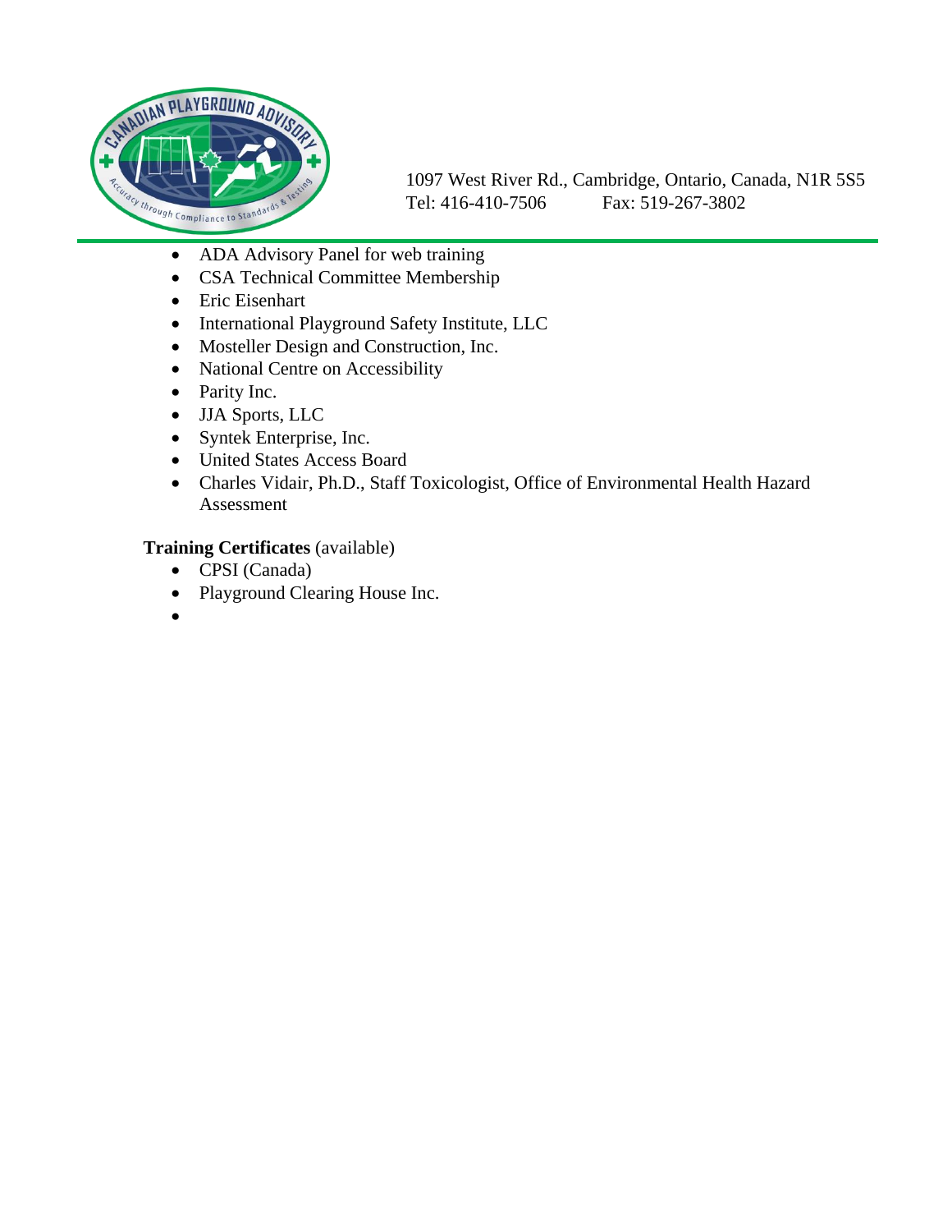1097 West River Rd., Cambridge, Ontario, Canada, N1R 5S5
Tel: 416-410-7506 Fax: 519-267-3802

- ADA Advisory Panel for web training
- CSA Technical Committee Membership
- Eric Eisenhart
- International Playground Safety Institute, LLC
- Mosteller Design and Construction, Inc.
- National Centre on Accessibility
- Parity Inc.
- JJA Sports, LLC
- Syntek Enterprise, Inc.
- United States Access Board
- Charles Vidair, Ph.D., Staff Toxicologist, Office of Environmental Health Hazard Assessment

**Training Certificates** (available)

- CPSI (Canada)
- Playground Clearing House Inc.